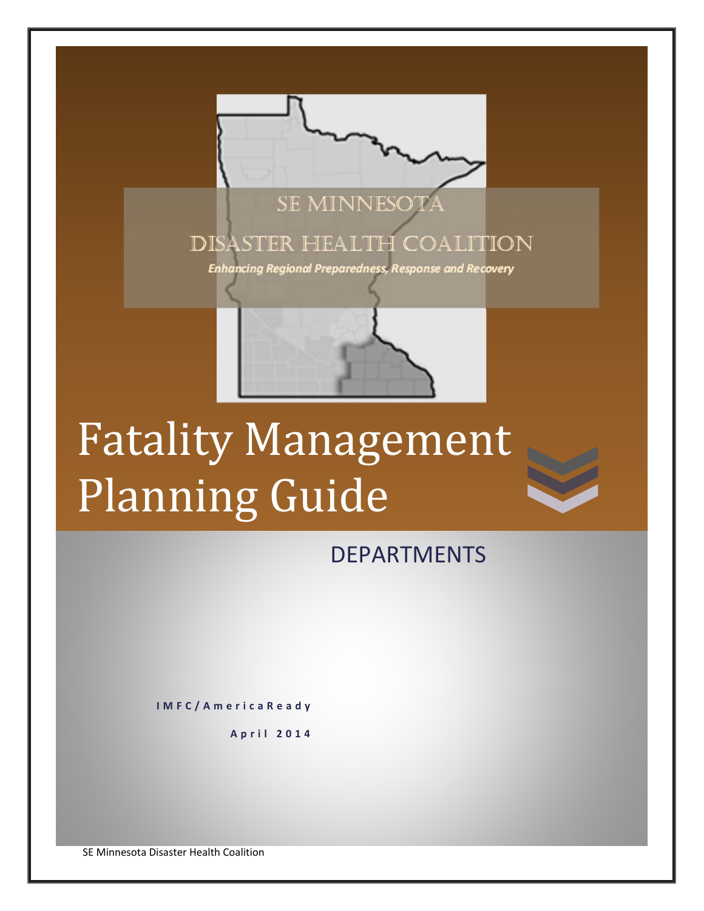SE MINNESOTA

DISASTER HEALTH COALITION

*Enhancing Regional Preparedness, Response and Recovery*

# Fatality Management Planning Guide

## DEPARTMENTS

**IMFC/AmericaReady**

**April 2014**

SE Minnesota Disaster Health Coalition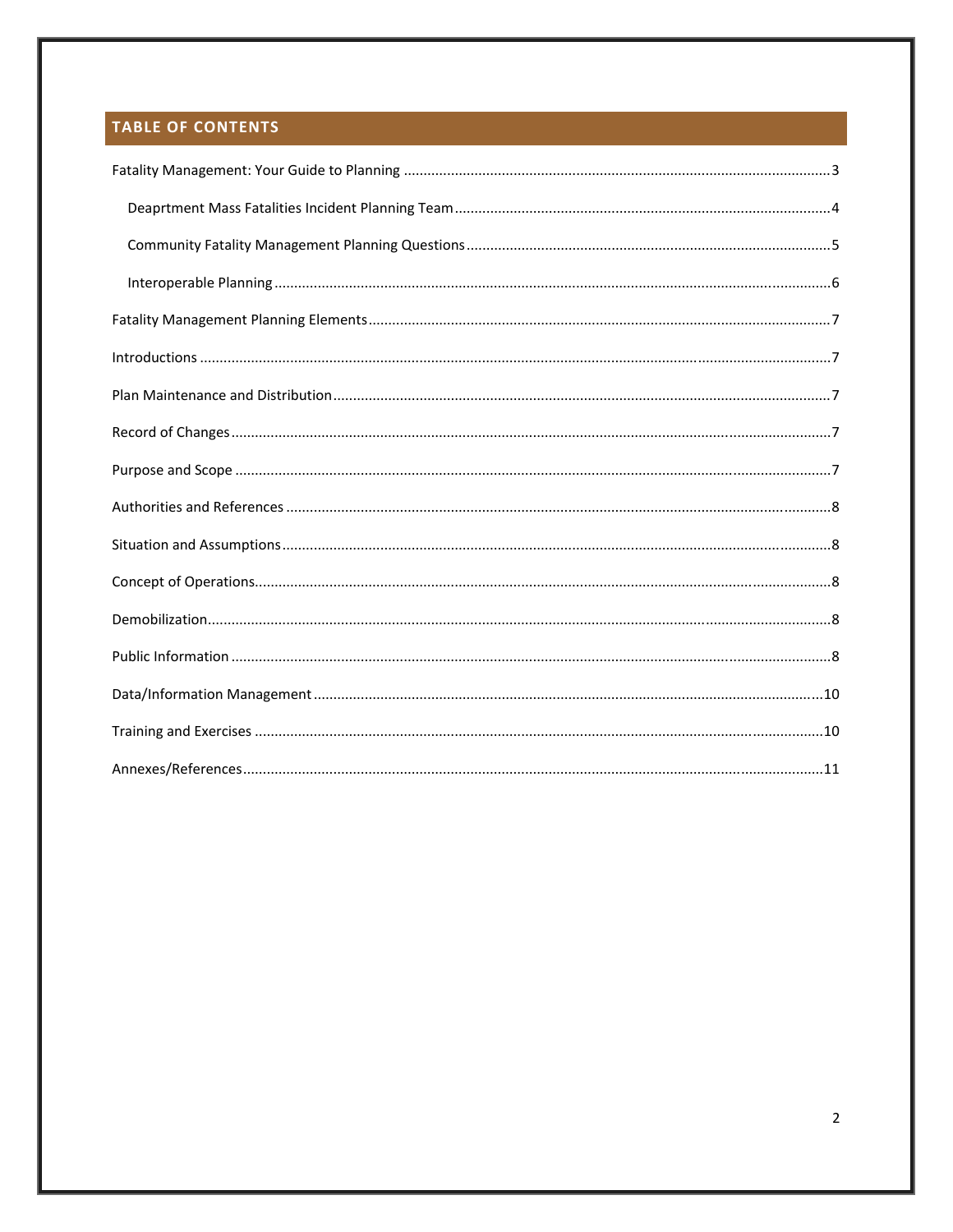## TABLE OF CONTENTS

Fatality Management: Your Guide to Planning ........................................................................................................3

- Deaprtment Mass Fatalities Incident Planning Team ..............................................................................4
- Community Fatality Management Planning Questions ..........................................................................5
- Interoperable Planning ............................................................................................................................6

Fatality Management Planning Elements ..................................................................................................7

Introductions ................................................................................................................................................7

Plan Maintenance and Distribution ..............................................................................................................7

Record of Changes ........................................................................................................................................7

Purpose and Scope ........................................................................................................................................7

Authorities and References ..........................................................................................................................8

Situation and Assumptions ...........................................................................................................................8

Concept of Operations..................................................................................................................................8

Demobilization..............................................................................................................................................8

Public Information ........................................................................................................................................8

Data/Information Management ..................................................................................................................10

Training and Exercises ................................................................................................................................10

Annexes/References....................................................................................................................................11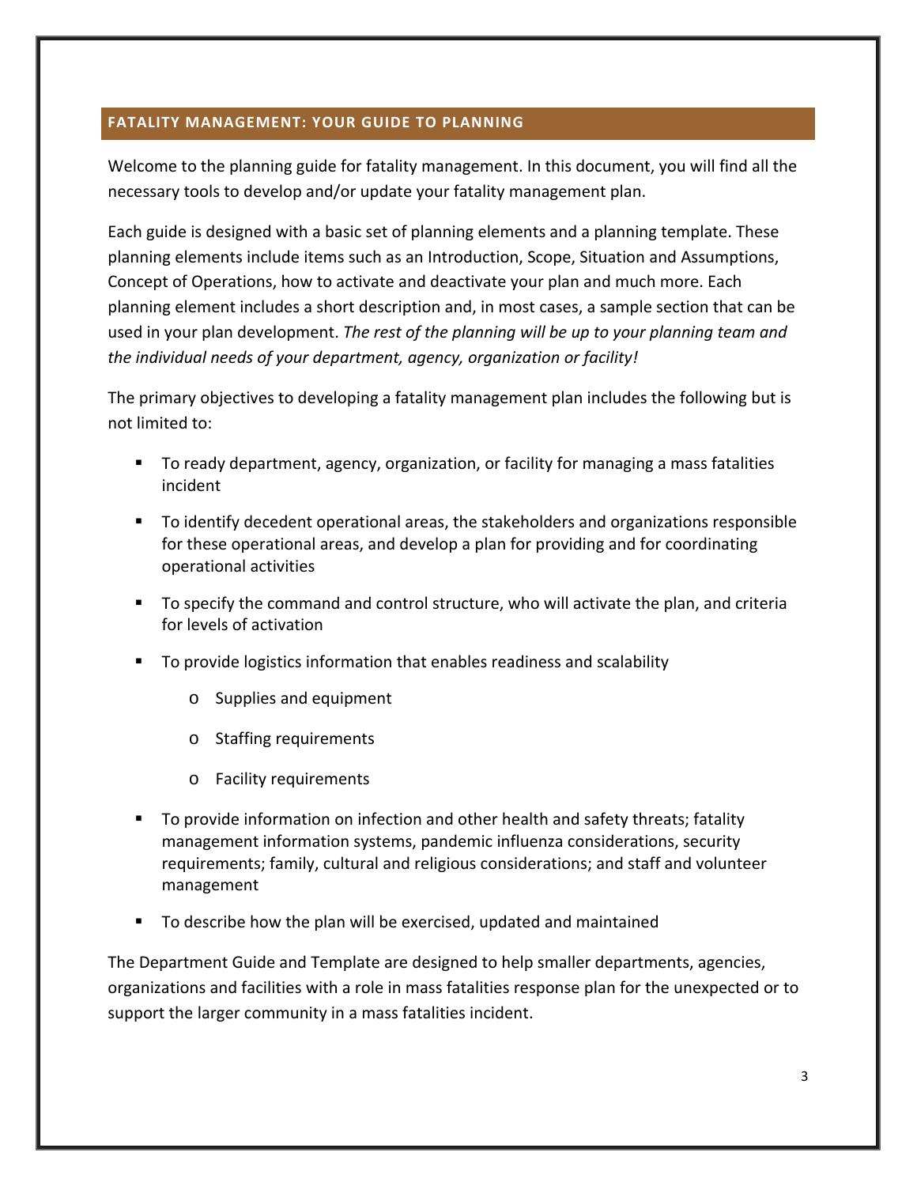## FATALITY MANAGEMENT: YOUR GUIDE TO PLANNING

Welcome to the planning guide for fatality management. In this document, you will find all the necessary tools to develop and/or update your fatality management plan.

Each guide is designed with a basic set of planning elements and a planning template. These planning elements include items such as an Introduction, Scope, Situation and Assumptions, Concept of Operations, how to activate and deactivate your plan and much more. Each planning element includes a short description and, in most cases, a sample section that can be used in your plan development. *The rest of the planning will be up to your planning team and the individual needs of your department, agency, organization or facility!*

The primary objectives to developing a fatality management plan includes the following but is not limited to:

- To ready department, agency, organization, or facility for managing a mass fatalities incident
- To identify decedent operational areas, the stakeholders and organizations responsible for these operational areas, and develop a plan for providing and for coordinating operational activities
- To specify the command and control structure, who will activate the plan, and criteria for levels of activation
- To provide logistics information that enables readiness and scalability
  - Supplies and equipment
  - Staffing requirements
  - Facility requirements
- To provide information on infection and other health and safety threats; fatality management information systems, pandemic influenza considerations, security requirements; family, cultural and religious considerations; and staff and volunteer management
- To describe how the plan will be exercised, updated and maintained

The Department Guide and Template are designed to help smaller departments, agencies, organizations and facilities with a role in mass fatalities response plan for the unexpected or to support the larger community in a mass fatalities incident.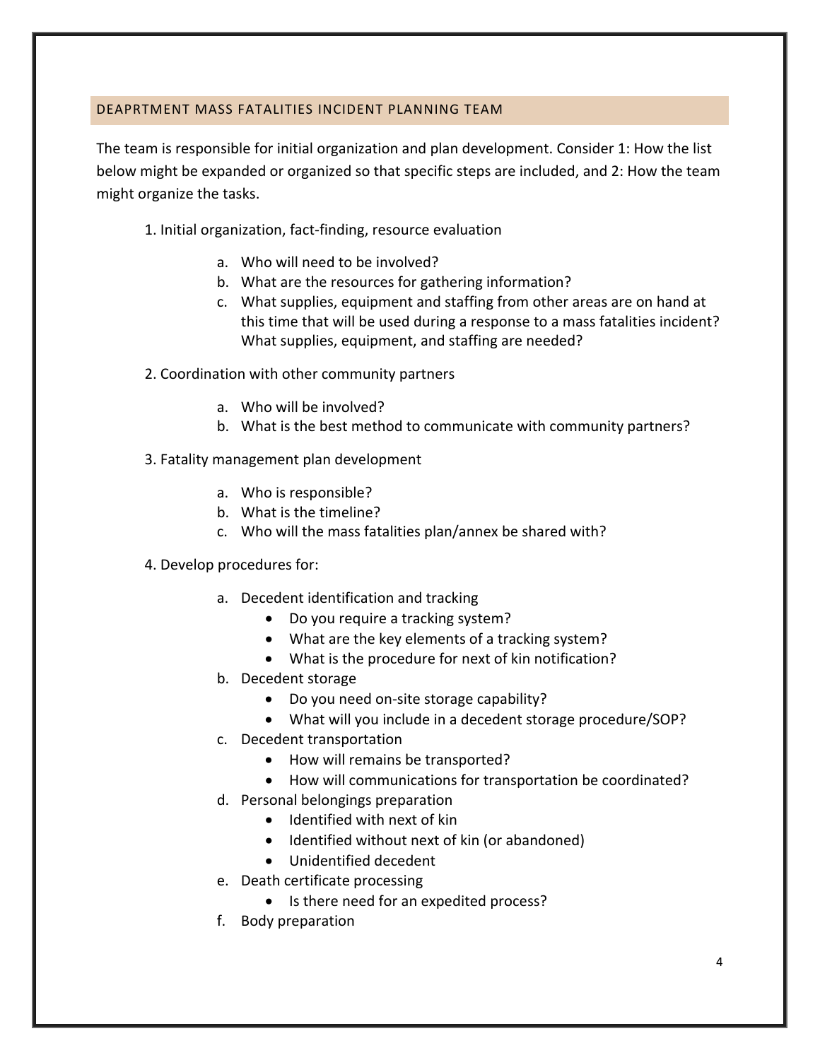## DEAPRTMENT MASS FATALITIES INCIDENT PLANNING TEAM

The team is responsible for initial organization and plan development. Consider 1: How the list below might be expanded or organized so that specific steps are included, and 2: How the team might organize the tasks.

1. Initial organization, fact-finding, resource evaluation
   - a. Who will need to be involved?
   - b. What are the resources for gathering information?
   - c. What supplies, equipment and staffing from other areas are on hand at this time that will be used during a response to a mass fatalities incident? What supplies, equipment, and staffing are needed?

2. Coordination with other community partners
   - a. Who will be involved?
   - b. What is the best method to communicate with community partners?

3. Fatality management plan development
   - a. Who is responsible?
   - b. What is the timeline?
   - c. Who will the mass fatalities plan/annex be shared with?

4. Develop procedures for:
   - a. Decedent identification and tracking
     - Do you require a tracking system?
     - What are the key elements of a tracking system?
     - What is the procedure for next of kin notification?
   - b. Decedent storage
     - Do you need on-site storage capability?
     - What will you include in a decedent storage procedure/SOP?
   - c. Decedent transportation
     - How will remains be transported?
     - How will communications for transportation be coordinated?
   - d. Personal belongings preparation
     - Identified with next of kin
     - Identified without next of kin (or abandoned)
     - Unidentified decedent
   - e. Death certificate processing
     - Is there need for an expedited process?
   - f. Body preparation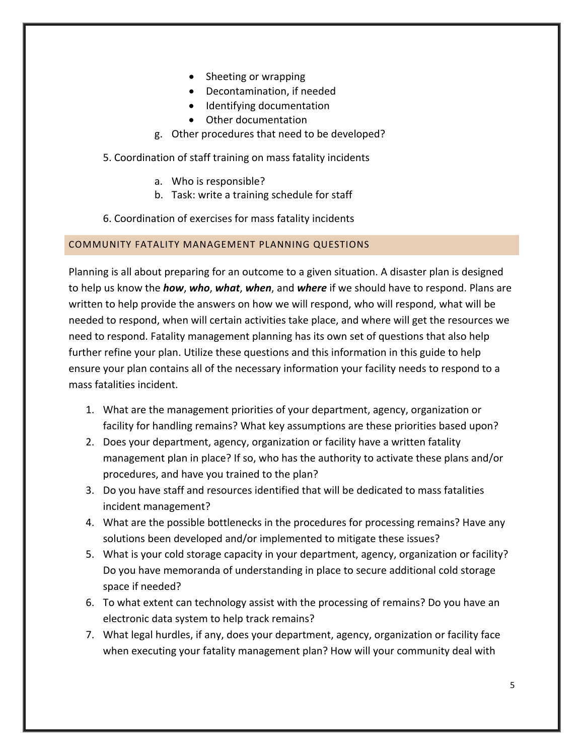- Sheeting or wrapping
- Decontamination, if needed
- Identifying documentation
- Other documentation

g. Other procedures that need to be developed?

5. Coordination of staff training on mass fatality incidents

   a. Who is responsible?
   b. Task: write a training schedule for staff

6. Coordination of exercises for mass fatality incidents

## COMMUNITY FATALITY MANAGEMENT PLANNING QUESTIONS

Planning is all about preparing for an outcome to a given situation. A disaster plan is designed to help us know the ***how***, ***who***, ***what***, ***when***, and ***where*** if we should have to respond. Plans are written to help provide the answers on how we will respond, who will respond, what will be needed to respond, when will certain activities take place, and where will get the resources we need to respond. Fatality management planning has its own set of questions that also help further refine your plan. Utilize these questions and this information in this guide to help ensure your plan contains all of the necessary information your facility needs to respond to a mass fatalities incident.

1. What are the management priorities of your department, agency, organization or facility for handling remains? What key assumptions are these priorities based upon?
2. Does your department, agency, organization or facility have a written fatality management plan in place? If so, who has the authority to activate these plans and/or procedures, and have you trained to the plan?
3. Do you have staff and resources identified that will be dedicated to mass fatalities incident management?
4. What are the possible bottlenecks in the procedures for processing remains? Have any solutions been developed and/or implemented to mitigate these issues?
5. What is your cold storage capacity in your department, agency, organization or facility? Do you have memoranda of understanding in place to secure additional cold storage space if needed?
6. To what extent can technology assist with the processing of remains? Do you have an electronic data system to help track remains?
7. What legal hurdles, if any, does your department, agency, organization or facility face when executing your fatality management plan? How will your community deal with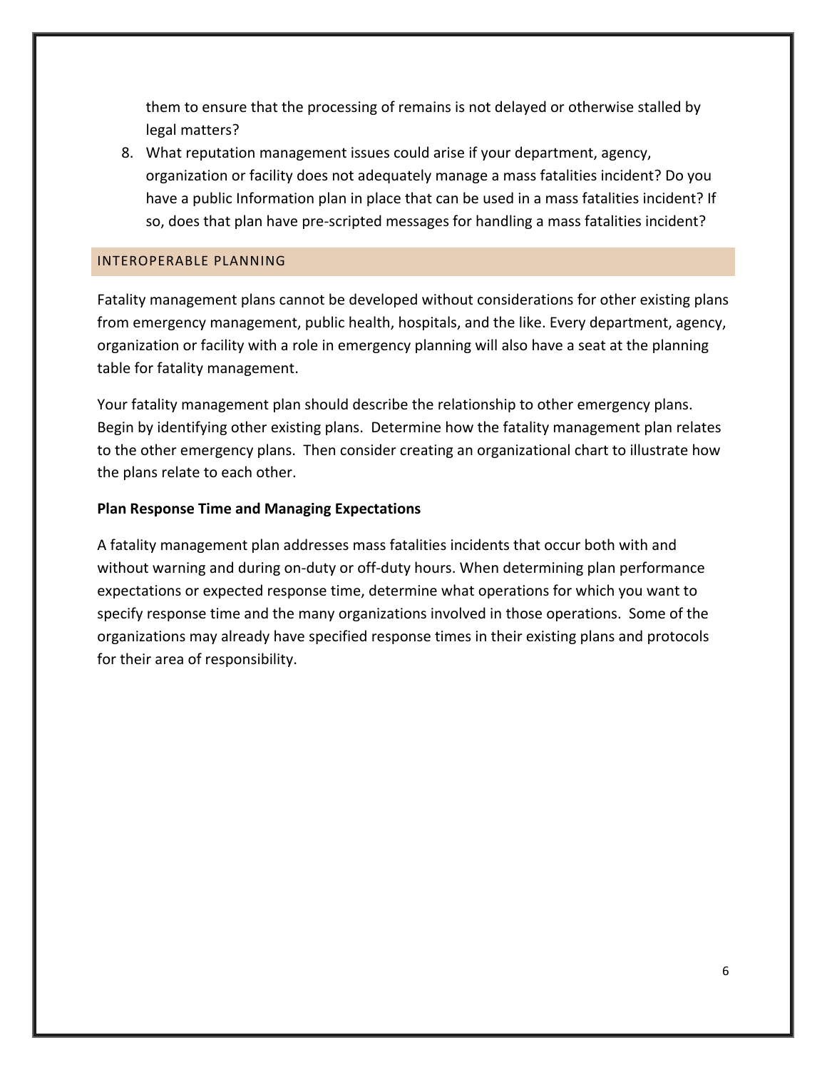them to ensure that the processing of remains is not delayed or otherwise stalled by legal matters?

8. What reputation management issues could arise if your department, agency, organization or facility does not adequately manage a mass fatalities incident? Do you have a public Information plan in place that can be used in a mass fatalities incident? If so, does that plan have pre-scripted messages for handling a mass fatalities incident?

## INTEROPERABLE PLANNING

Fatality management plans cannot be developed without considerations for other existing plans from emergency management, public health, hospitals, and the like. Every department, agency, organization or facility with a role in emergency planning will also have a seat at the planning table for fatality management.

Your fatality management plan should describe the relationship to other emergency plans. Begin by identifying other existing plans. Determine how the fatality management plan relates to the other emergency plans. Then consider creating an organizational chart to illustrate how the plans relate to each other.

### Plan Response Time and Managing Expectations

A fatality management plan addresses mass fatalities incidents that occur both with and without warning and during on-duty or off-duty hours. When determining plan performance expectations or expected response time, determine what operations for which you want to specify response time and the many organizations involved in those operations. Some of the organizations may already have specified response times in their existing plans and protocols for their area of responsibility.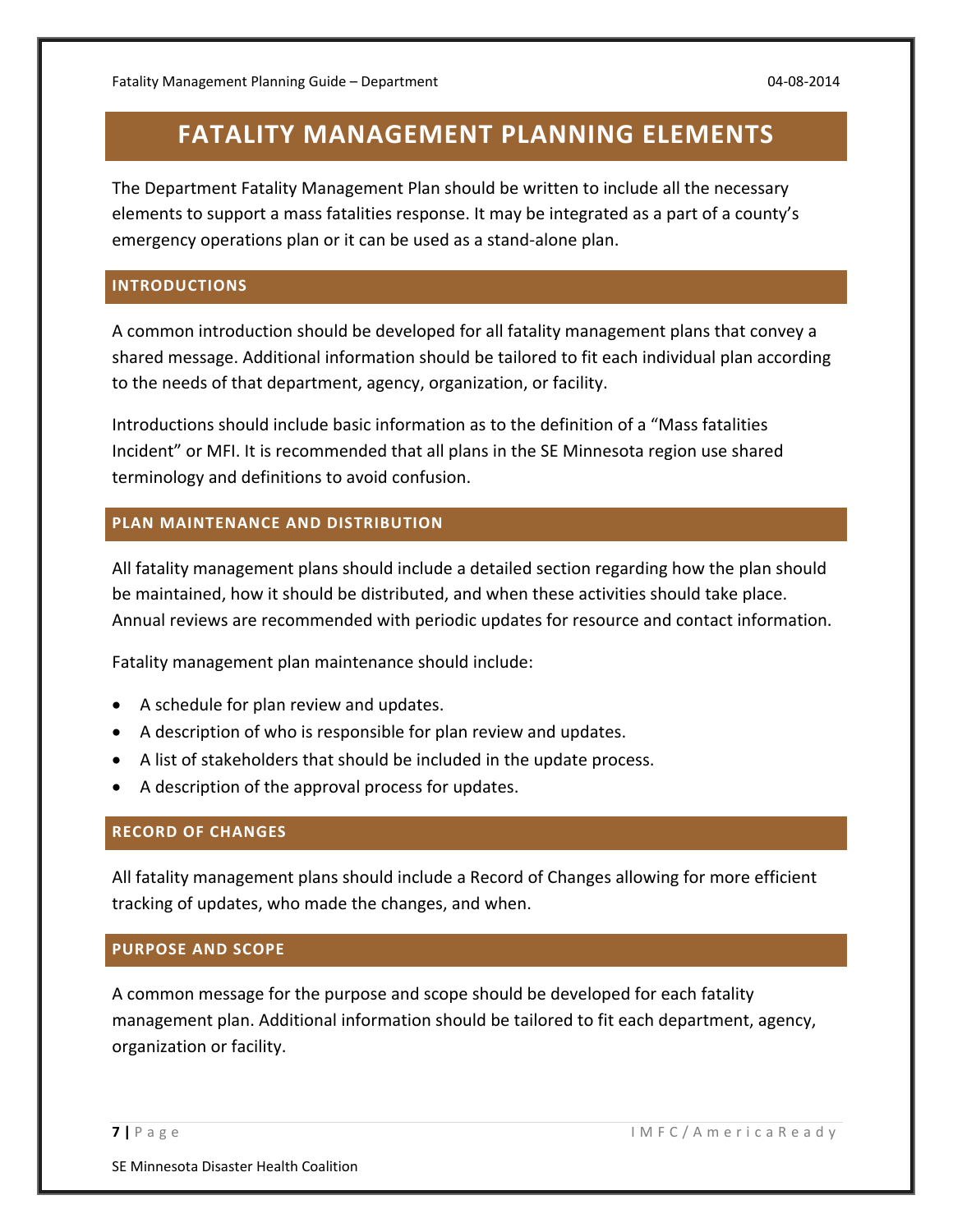# FATALITY MANAGEMENT PLANNING ELEMENTS

The Department Fatality Management Plan should be written to include all the necessary elements to support a mass fatalities response. It may be integrated as a part of a county's emergency operations plan or it can be used as a stand-alone plan.

## INTRODUCTIONS

A common introduction should be developed for all fatality management plans that convey a shared message. Additional information should be tailored to fit each individual plan according to the needs of that department, agency, organization, or facility.

Introductions should include basic information as to the definition of a "Mass fatalities Incident" or MFI. It is recommended that all plans in the SE Minnesota region use shared terminology and definitions to avoid confusion.

## PLAN MAINTENANCE AND DISTRIBUTION

All fatality management plans should include a detailed section regarding how the plan should be maintained, how it should be distributed, and when these activities should take place. Annual reviews are recommended with periodic updates for resource and contact information.

Fatality management plan maintenance should include:

- A schedule for plan review and updates.
- A description of who is responsible for plan review and updates.
- A list of stakeholders that should be included in the update process.
- A description of the approval process for updates.

## RECORD OF CHANGES

All fatality management plans should include a Record of Changes allowing for more efficient tracking of updates, who made the changes, and when.

## PURPOSE AND SCOPE

A common message for the purpose and scope should be developed for each fatality management plan. Additional information should be tailored to fit each department, agency, organization or facility.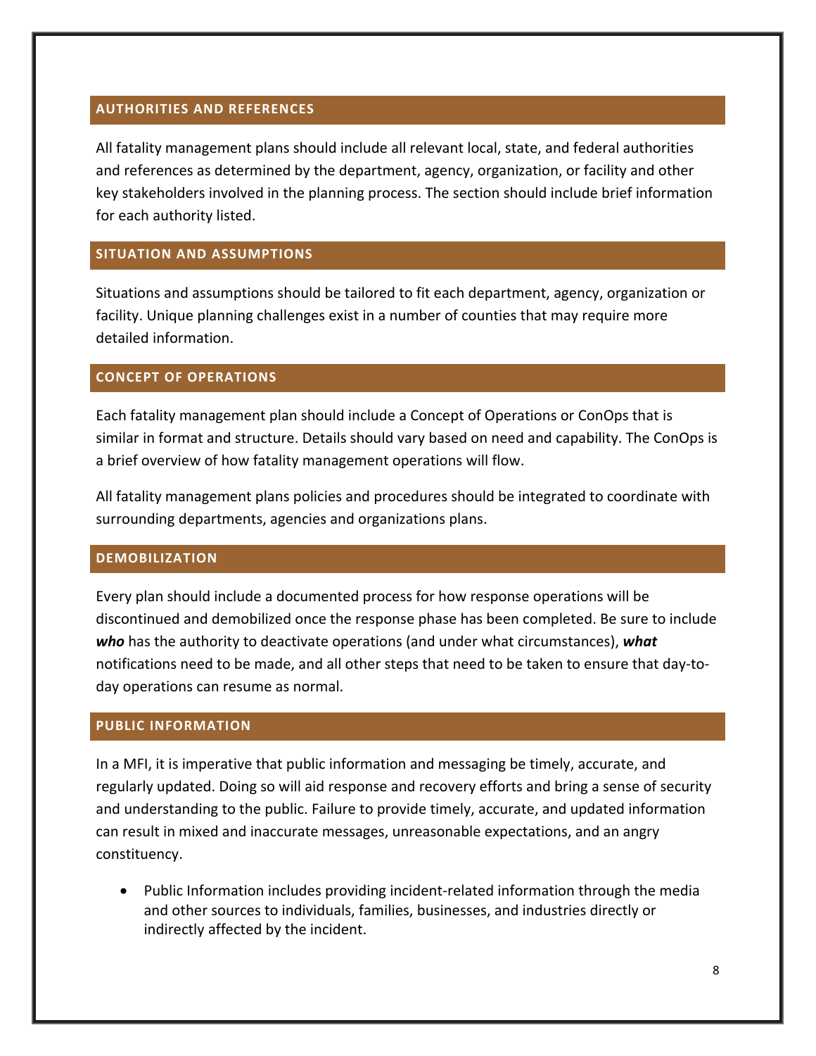## AUTHORITIES AND REFERENCES

All fatality management plans should include all relevant local, state, and federal authorities and references as determined by the department, agency, organization, or facility and other key stakeholders involved in the planning process. The section should include brief information for each authority listed.

## SITUATION AND ASSUMPTIONS

Situations and assumptions should be tailored to fit each department, agency, organization or facility. Unique planning challenges exist in a number of counties that may require more detailed information.

## CONCEPT OF OPERATIONS

Each fatality management plan should include a Concept of Operations or ConOps that is similar in format and structure. Details should vary based on need and capability. The ConOps is a brief overview of how fatality management operations will flow.

All fatality management plans policies and procedures should be integrated to coordinate with surrounding departments, agencies and organizations plans.

## DEMOBILIZATION

Every plan should include a documented process for how response operations will be discontinued and demobilized once the response phase has been completed. Be sure to include ***who*** has the authority to deactivate operations (and under what circumstances), ***what*** notifications need to be made, and all other steps that need to be taken to ensure that day-to-day operations can resume as normal.

## PUBLIC INFORMATION

In a MFI, it is imperative that public information and messaging be timely, accurate, and regularly updated. Doing so will aid response and recovery efforts and bring a sense of security and understanding to the public. Failure to provide timely, accurate, and updated information can result in mixed and inaccurate messages, unreasonable expectations, and an angry constituency.

- Public Information includes providing incident-related information through the media and other sources to individuals, families, businesses, and industries directly or indirectly affected by the incident.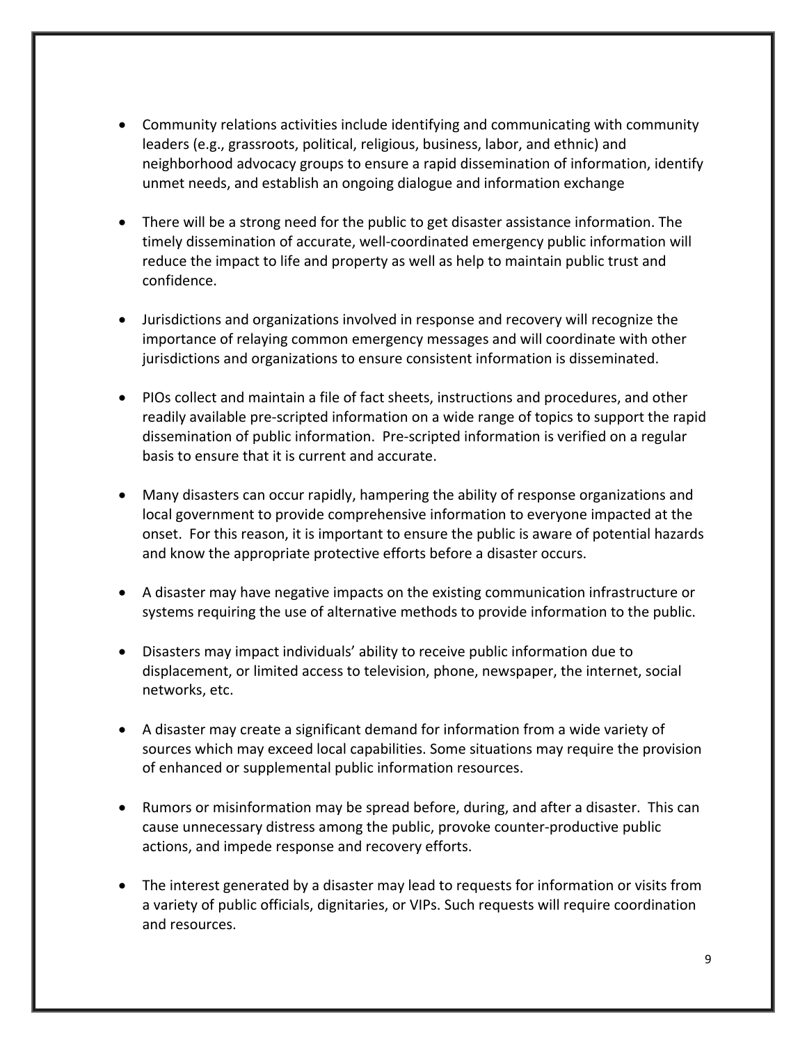- Community relations activities include identifying and communicating with community leaders (e.g., grassroots, political, religious, business, labor, and ethnic) and neighborhood advocacy groups to ensure a rapid dissemination of information, identify unmet needs, and establish an ongoing dialogue and information exchange

- There will be a strong need for the public to get disaster assistance information. The timely dissemination of accurate, well-coordinated emergency public information will reduce the impact to life and property as well as help to maintain public trust and confidence.

- Jurisdictions and organizations involved in response and recovery will recognize the importance of relaying common emergency messages and will coordinate with other jurisdictions and organizations to ensure consistent information is disseminated.

- PIOs collect and maintain a file of fact sheets, instructions and procedures, and other readily available pre-scripted information on a wide range of topics to support the rapid dissemination of public information. Pre-scripted information is verified on a regular basis to ensure that it is current and accurate.

- Many disasters can occur rapidly, hampering the ability of response organizations and local government to provide comprehensive information to everyone impacted at the onset. For this reason, it is important to ensure the public is aware of potential hazards and know the appropriate protective efforts before a disaster occurs.

- A disaster may have negative impacts on the existing communication infrastructure or systems requiring the use of alternative methods to provide information to the public.

- Disasters may impact individuals' ability to receive public information due to displacement, or limited access to television, phone, newspaper, the internet, social networks, etc.

- A disaster may create a significant demand for information from a wide variety of sources which may exceed local capabilities. Some situations may require the provision of enhanced or supplemental public information resources.

- Rumors or misinformation may be spread before, during, and after a disaster. This can cause unnecessary distress among the public, provoke counter-productive public actions, and impede response and recovery efforts.

- The interest generated by a disaster may lead to requests for information or visits from a variety of public officials, dignitaries, or VIPs. Such requests will require coordination and resources.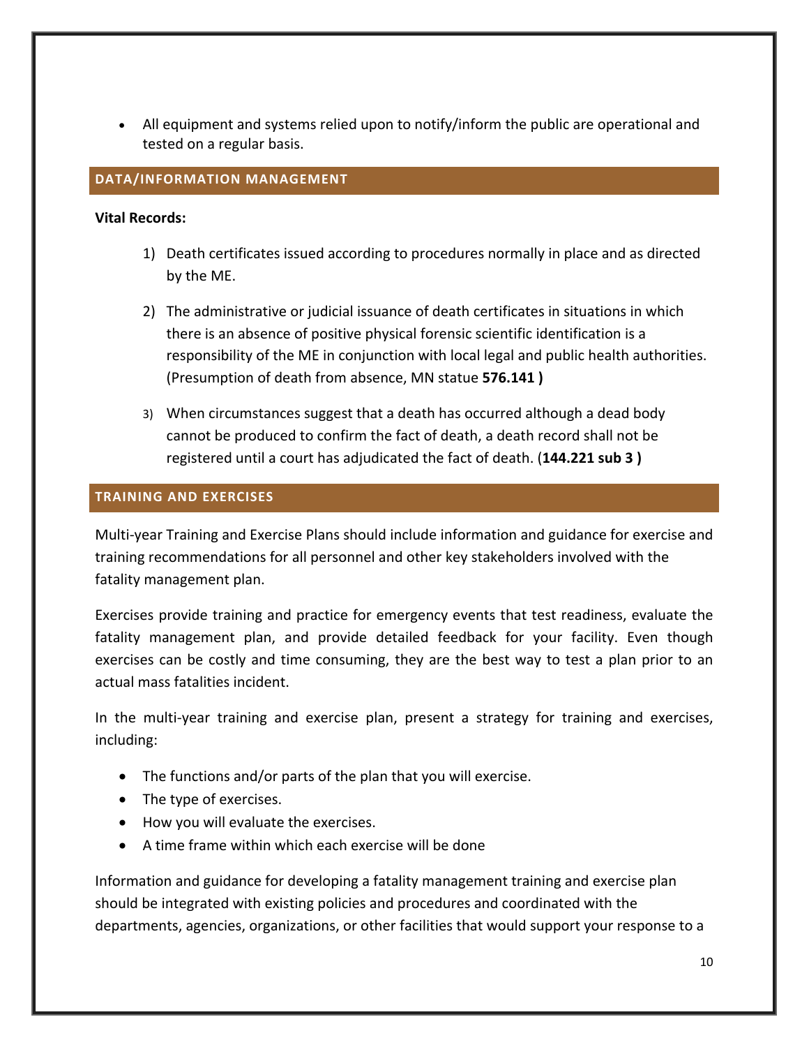- All equipment and systems relied upon to notify/inform the public are operational and tested on a regular basis.

## DATA/INFORMATION MANAGEMENT

**Vital Records:**

1) Death certificates issued according to procedures normally in place and as directed by the ME.

2) The administrative or judicial issuance of death certificates in situations in which there is an absence of positive physical forensic scientific identification is a responsibility of the ME in conjunction with local legal and public health authorities. (Presumption of death from absence, MN statue **576.141 )**

3) When circumstances suggest that a death has occurred although a dead body cannot be produced to confirm the fact of death, a death record shall not be registered until a court has adjudicated the fact of death. (**144.221 sub 3 )**

## TRAINING AND EXERCISES

Multi-year Training and Exercise Plans should include information and guidance for exercise and training recommendations for all personnel and other key stakeholders involved with the fatality management plan.

Exercises provide training and practice for emergency events that test readiness, evaluate the fatality management plan, and provide detailed feedback for your facility. Even though exercises can be costly and time consuming, they are the best way to test a plan prior to an actual mass fatalities incident.

In the multi-year training and exercise plan, present a strategy for training and exercises, including:

- The functions and/or parts of the plan that you will exercise.
- The type of exercises.
- How you will evaluate the exercises.
- A time frame within which each exercise will be done

Information and guidance for developing a fatality management training and exercise plan should be integrated with existing policies and procedures and coordinated with the departments, agencies, organizations, or other facilities that would support your response to a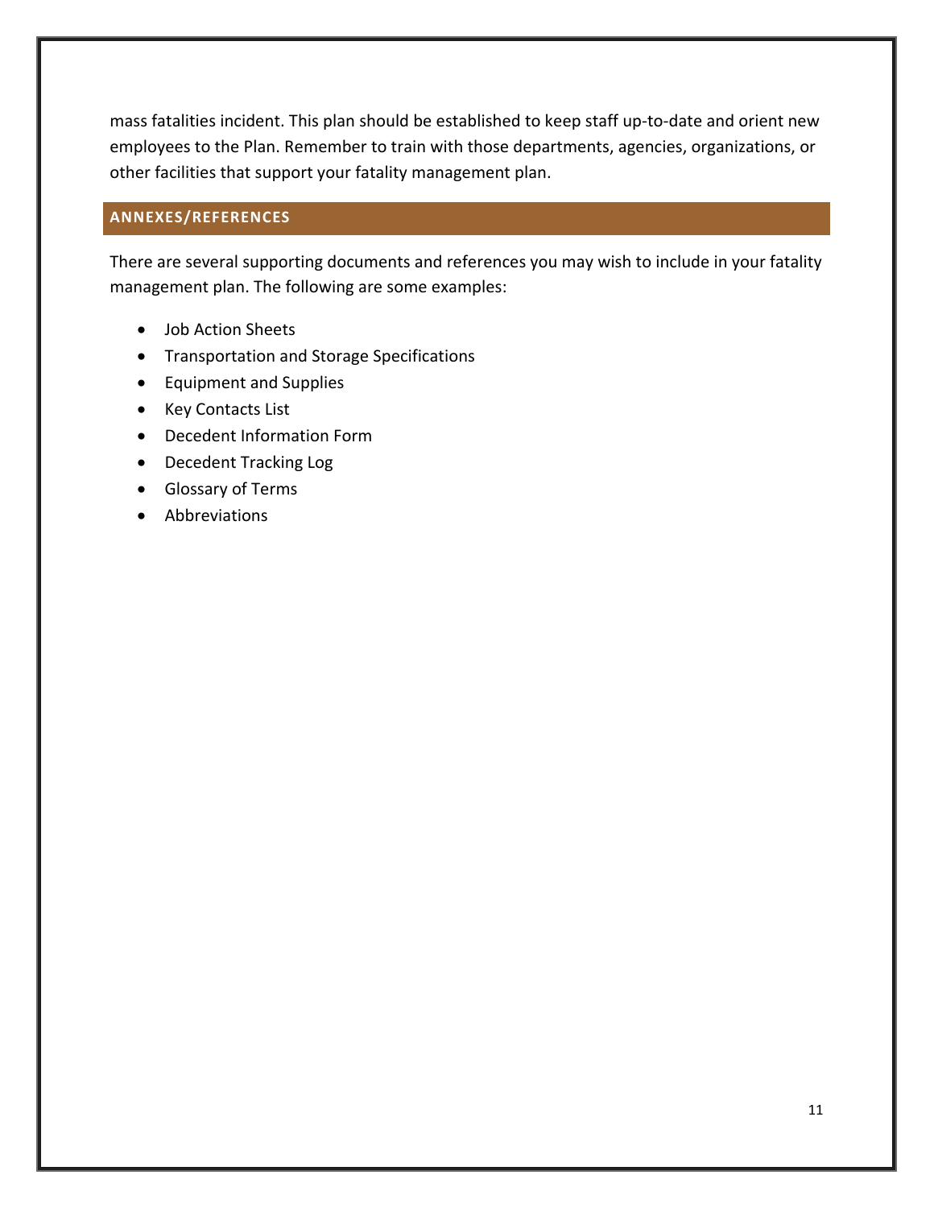mass fatalities incident. This plan should be established to keep staff up-to-date and orient new employees to the Plan. Remember to train with those departments, agencies, organizations, or other facilities that support your fatality management plan.

## ANNEXES/REFERENCES

There are several supporting documents and references you may wish to include in your fatality management plan. The following are some examples:

- Job Action Sheets
- Transportation and Storage Specifications
- Equipment and Supplies
- Key Contacts List
- Decedent Information Form
- Decedent Tracking Log
- Glossary of Terms
- Abbreviations